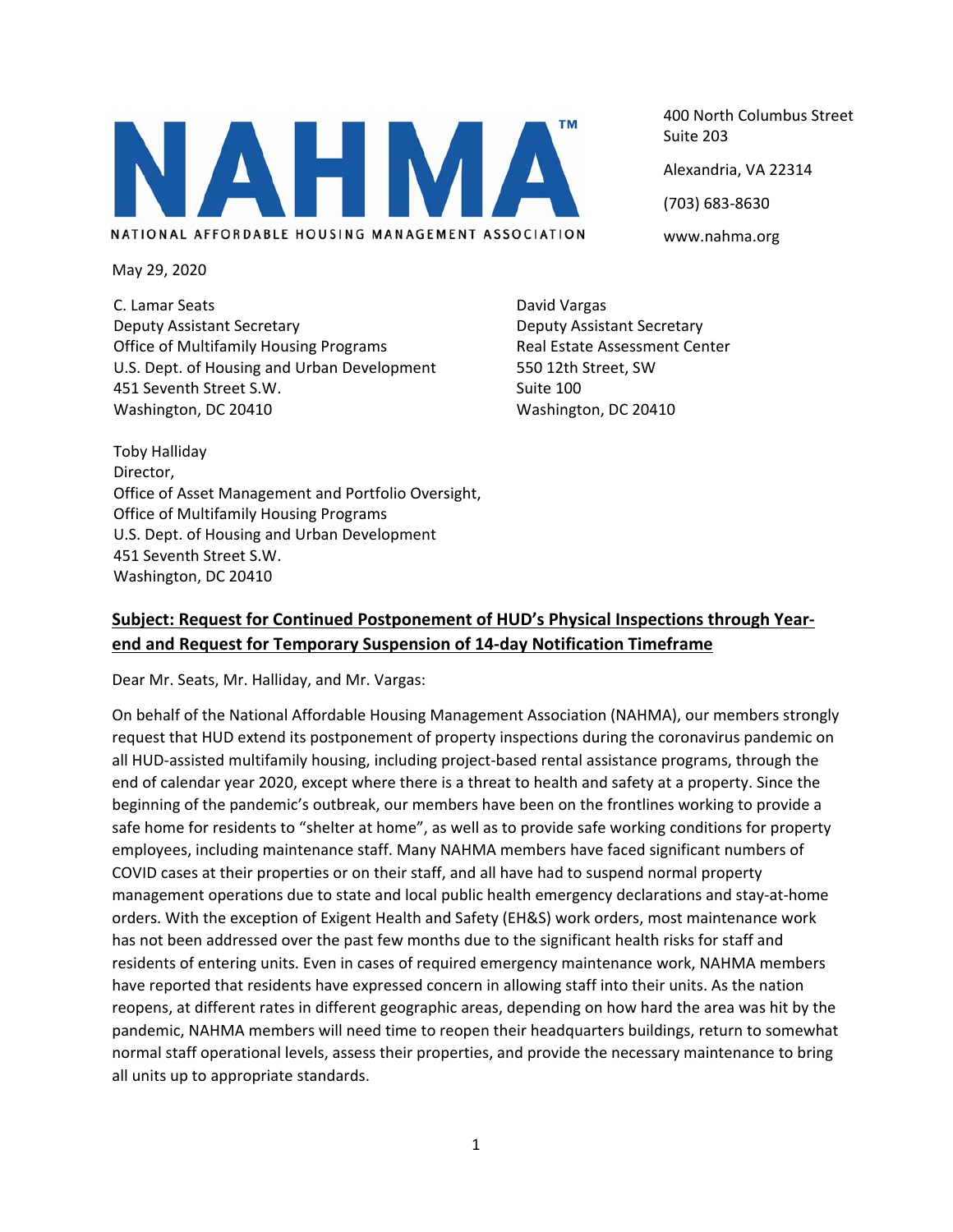NAHMA™

NATIONAL AFFORDABLE HOUSING MANAGEMENT ASSOCIATION

400 North Columbus Street
Suite 203

Alexandria, VA 22314

(703) 683-8630

www.nahma.org

May 29, 2020

C. Lamar Seats
Deputy Assistant Secretary
Office of Multifamily Housing Programs
U.S. Dept. of Housing and Urban Development
451 Seventh Street S.W.
Washington, DC 20410

David Vargas
Deputy Assistant Secretary
Real Estate Assessment Center
550 12th Street, SW
Suite 100
Washington, DC 20410

Toby Halliday
Director,
Office of Asset Management and Portfolio Oversight,
Office of Multifamily Housing Programs
U.S. Dept. of Housing and Urban Development
451 Seventh Street S.W.
Washington, DC 20410

**Subject: Request for Continued Postponement of HUD's Physical Inspections through Year-end and Request for Temporary Suspension of 14-day Notification Timeframe**

Dear Mr. Seats, Mr. Halliday, and Mr. Vargas:

On behalf of the National Affordable Housing Management Association (NAHMA), our members strongly request that HUD extend its postponement of property inspections during the coronavirus pandemic on all HUD-assisted multifamily housing, including project-based rental assistance programs, through the end of calendar year 2020, except where there is a threat to health and safety at a property. Since the beginning of the pandemic's outbreak, our members have been on the frontlines working to provide a safe home for residents to "shelter at home", as well as to provide safe working conditions for property employees, including maintenance staff. Many NAHMA members have faced significant numbers of COVID cases at their properties or on their staff, and all have had to suspend normal property management operations due to state and local public health emergency declarations and stay-at-home orders. With the exception of Exigent Health and Safety (EH&S) work orders, most maintenance work has not been addressed over the past few months due to the significant health risks for staff and residents of entering units. Even in cases of required emergency maintenance work, NAHMA members have reported that residents have expressed concern in allowing staff into their units. As the nation reopens, at different rates in different geographic areas, depending on how hard the area was hit by the pandemic, NAHMA members will need time to reopen their headquarters buildings, return to somewhat normal staff operational levels, assess their properties, and provide the necessary maintenance to bring all units up to appropriate standards.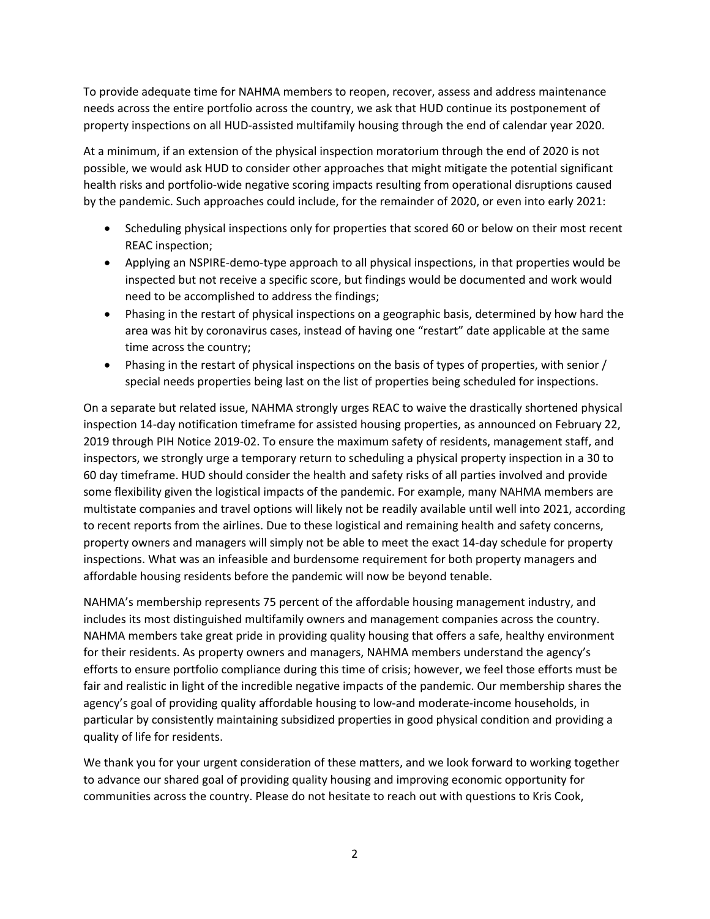To provide adequate time for NAHMA members to reopen, recover, assess and address maintenance needs across the entire portfolio across the country, we ask that HUD continue its postponement of property inspections on all HUD-assisted multifamily housing through the end of calendar year 2020.

At a minimum, if an extension of the physical inspection moratorium through the end of 2020 is not possible, we would ask HUD to consider other approaches that might mitigate the potential significant health risks and portfolio-wide negative scoring impacts resulting from operational disruptions caused by the pandemic. Such approaches could include, for the remainder of 2020, or even into early 2021:

- Scheduling physical inspections only for properties that scored 60 or below on their most recent REAC inspection;
- Applying an NSPIRE-demo-type approach to all physical inspections, in that properties would be inspected but not receive a specific score, but findings would be documented and work would need to be accomplished to address the findings;
- Phasing in the restart of physical inspections on a geographic basis, determined by how hard the area was hit by coronavirus cases, instead of having one "restart" date applicable at the same time across the country;
- Phasing in the restart of physical inspections on the basis of types of properties, with senior / special needs properties being last on the list of properties being scheduled for inspections.

On a separate but related issue, NAHMA strongly urges REAC to waive the drastically shortened physical inspection 14-day notification timeframe for assisted housing properties, as announced on February 22, 2019 through PIH Notice 2019-02. To ensure the maximum safety of residents, management staff, and inspectors, we strongly urge a temporary return to scheduling a physical property inspection in a 30 to 60 day timeframe. HUD should consider the health and safety risks of all parties involved and provide some flexibility given the logistical impacts of the pandemic. For example, many NAHMA members are multistate companies and travel options will likely not be readily available until well into 2021, according to recent reports from the airlines. Due to these logistical and remaining health and safety concerns, property owners and managers will simply not be able to meet the exact 14-day schedule for property inspections. What was an infeasible and burdensome requirement for both property managers and affordable housing residents before the pandemic will now be beyond tenable.

NAHMA's membership represents 75 percent of the affordable housing management industry, and includes its most distinguished multifamily owners and management companies across the country. NAHMA members take great pride in providing quality housing that offers a safe, healthy environment for their residents. As property owners and managers, NAHMA members understand the agency's efforts to ensure portfolio compliance during this time of crisis; however, we feel those efforts must be fair and realistic in light of the incredible negative impacts of the pandemic. Our membership shares the agency's goal of providing quality affordable housing to low-and moderate-income households, in particular by consistently maintaining subsidized properties in good physical condition and providing a quality of life for residents.

We thank you for your urgent consideration of these matters, and we look forward to working together to advance our shared goal of providing quality housing and improving economic opportunity for communities across the country. Please do not hesitate to reach out with questions to Kris Cook,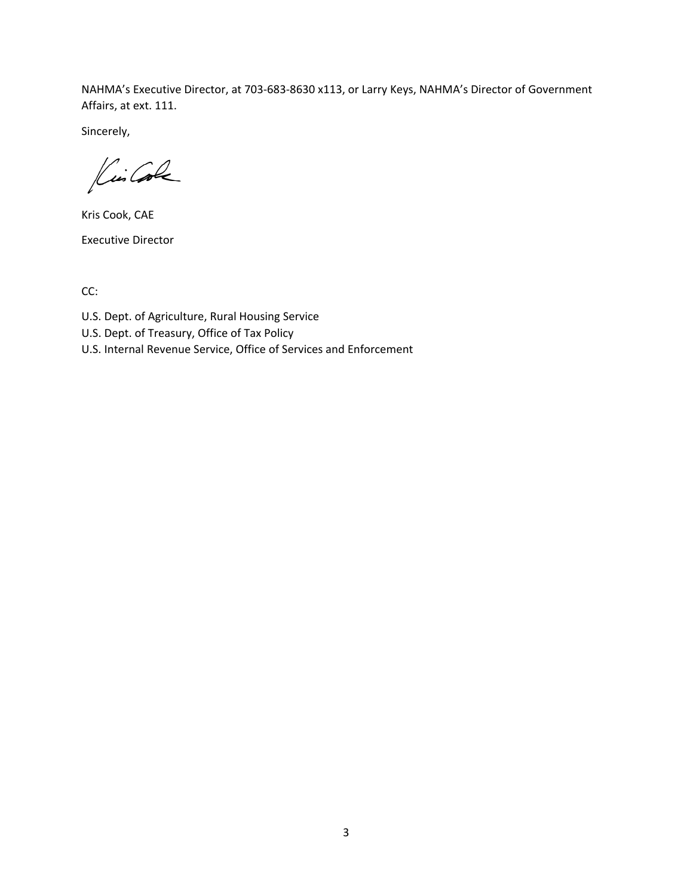NAHMA's Executive Director, at 703-683-8630 x113, or Larry Keys, NAHMA's Director of Government Affairs, at ext. 111.

Sincerely,

Kris Cook, CAE

Executive Director

CC:

U.S. Dept. of Agriculture, Rural Housing Service
U.S. Dept. of Treasury, Office of Tax Policy
U.S. Internal Revenue Service, Office of Services and Enforcement